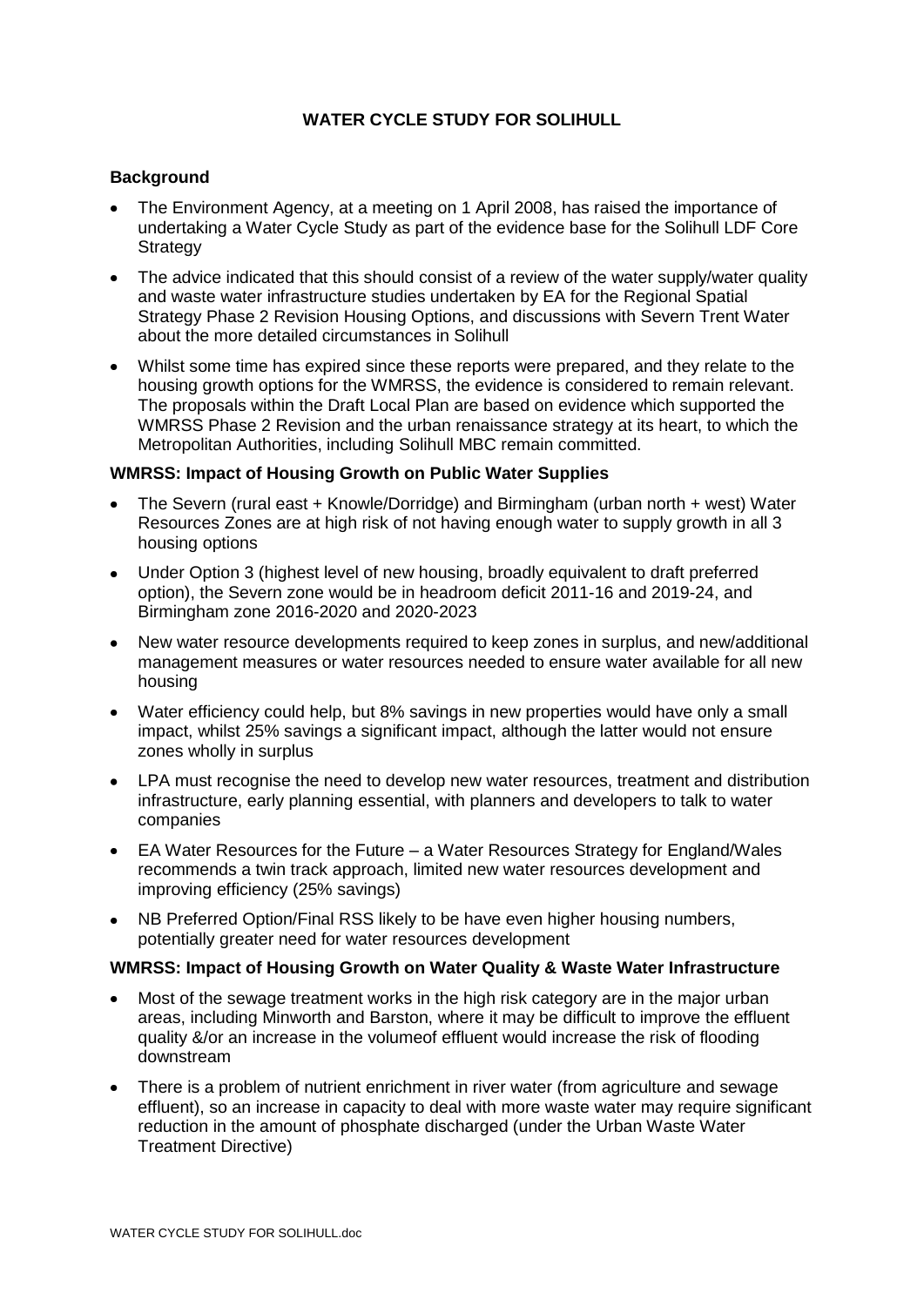# WATER CYCLE STUDY FOR SOLIHULL

## Background

- The Environment Agency, at a meeting on 1 April 2008, has raised the importance of undertaking a Water Cycle Study as part of the evidence base for the Solihull LDF Core Strategy
- The advice indicated that this should consist of a review of the water supply/water quality and waste water infrastructure studies undertaken by EA for the Regional Spatial Strategy Phase 2 Revision Housing Options, and discussions with Severn Trent Water about the more detailed circumstances in Solihull
- Whilst some time has expired since these reports were prepared, and they relate to the housing growth options for the WMRSS, the evidence is considered to remain relevant. The proposals within the Draft Local Plan are based on evidence which supported the WMRSS Phase 2 Revision and the urban renaissance strategy at its heart, to which the Metropolitan Authorities, including Solihull MBC remain committed.

## WMRSS: Impact of Housing Growth on Public Water Supplies

- The Severn (rural east + Knowle/Dorridge) and Birmingham (urban north + west) Water Resources Zones are at high risk of not having enough water to supply growth in all 3 housing options
- Under Option 3 (highest level of new housing, broadly equivalent to draft preferred option), the Severn zone would be in headroom deficit 2011-16 and 2019-24, and Birmingham zone 2016-2020 and 2020-2023
- New water resource developments required to keep zones in surplus, and new/additional management measures or water resources needed to ensure water available for all new housing
- Water efficiency could help, but 8% savings in new properties would have only a small impact, whilst 25% savings a significant impact, although the latter would not ensure zones wholly in surplus
- LPA must recognise the need to develop new water resources, treatment and distribution infrastructure, early planning essential, with planners and developers to talk to water companies
- EA Water Resources for the Future – a Water Resources Strategy for England/Wales recommends a twin track approach, limited new water resources development and improving efficiency (25% savings)
- NB Preferred Option/Final RSS likely to be have even higher housing numbers, potentially greater need for water resources development

## WMRSS: Impact of Housing Growth on Water Quality & Waste Water Infrastructure

- Most of the sewage treatment works in the high risk category are in the major urban areas, including Minworth and Barston, where it may be difficult to improve the effluent quality &/or an increase in the volumeof effluent would increase the risk of flooding downstream
- There is a problem of nutrient enrichment in river water (from agriculture and sewage effluent), so an increase in capacity to deal with more waste water may require significant reduction in the amount of phosphate discharged (under the Urban Waste Water Treatment Directive)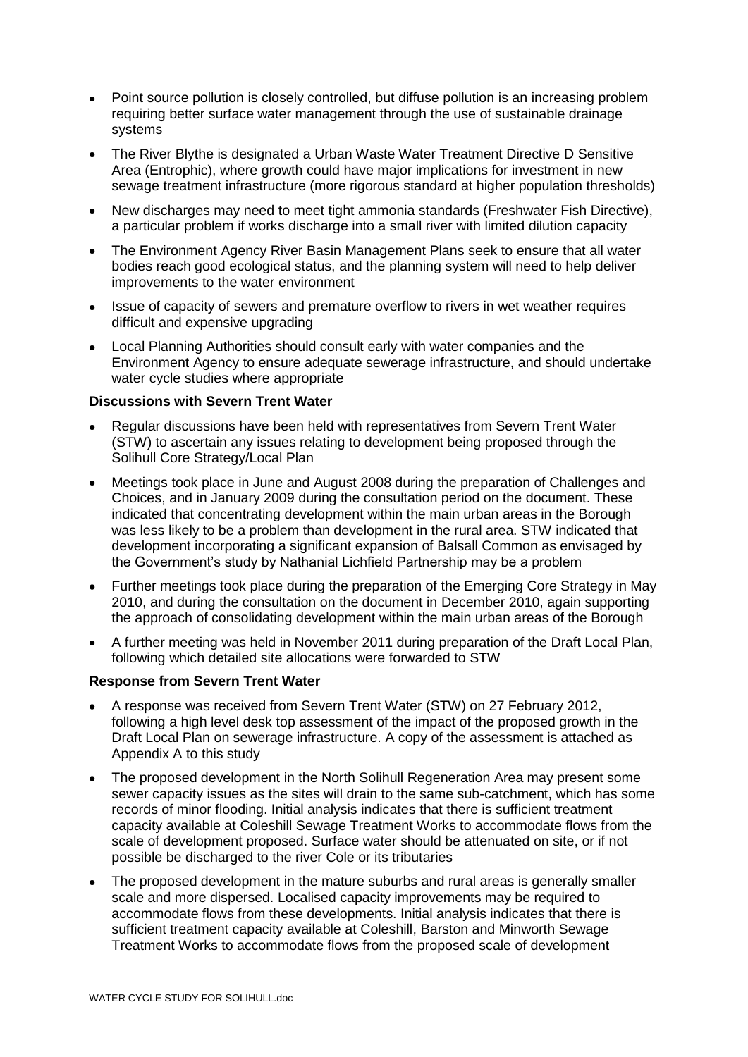- Point source pollution is closely controlled, but diffuse pollution is an increasing problem requiring better surface water management through the use of sustainable drainage systems
- The River Blythe is designated a Urban Waste Water Treatment Directive D Sensitive Area (Entrophic), where growth could have major implications for investment in new sewage treatment infrastructure (more rigorous standard at higher population thresholds)
- New discharges may need to meet tight ammonia standards (Freshwater Fish Directive), a particular problem if works discharge into a small river with limited dilution capacity
- The Environment Agency River Basin Management Plans seek to ensure that all water bodies reach good ecological status, and the planning system will need to help deliver improvements to the water environment
- Issue of capacity of sewers and premature overflow to rivers in wet weather requires difficult and expensive upgrading
- Local Planning Authorities should consult early with water companies and the Environment Agency to ensure adequate sewerage infrastructure, and should undertake water cycle studies where appropriate

**Discussions with Severn Trent Water**

- Regular discussions have been held with representatives from Severn Trent Water (STW) to ascertain any issues relating to development being proposed through the Solihull Core Strategy/Local Plan
- Meetings took place in June and August 2008 during the preparation of Challenges and Choices, and in January 2009 during the consultation period on the document. These indicated that concentrating development within the main urban areas in the Borough was less likely to be a problem than development in the rural area. STW indicated that development incorporating a significant expansion of Balsall Common as envisaged by the Government's study by Nathanial Lichfield Partnership may be a problem
- Further meetings took place during the preparation of the Emerging Core Strategy in May 2010, and during the consultation on the document in December 2010, again supporting the approach of consolidating development within the main urban areas of the Borough
- A further meeting was held in November 2011 during preparation of the Draft Local Plan, following which detailed site allocations were forwarded to STW

**Response from Severn Trent Water**

- A response was received from Severn Trent Water (STW) on 27 February 2012, following a high level desk top assessment of the impact of the proposed growth in the Draft Local Plan on sewerage infrastructure. A copy of the assessment is attached as Appendix A to this study
- The proposed development in the North Solihull Regeneration Area may present some sewer capacity issues as the sites will drain to the same sub-catchment, which has some records of minor flooding. Initial analysis indicates that there is sufficient treatment capacity available at Coleshill Sewage Treatment Works to accommodate flows from the scale of development proposed. Surface water should be attenuated on site, or if not possible be discharged to the river Cole or its tributaries
- The proposed development in the mature suburbs and rural areas is generally smaller scale and more dispersed. Localised capacity improvements may be required to accommodate flows from these developments. Initial analysis indicates that there is sufficient treatment capacity available at Coleshill, Barston and Minworth Sewage Treatment Works to accommodate flows from the proposed scale of development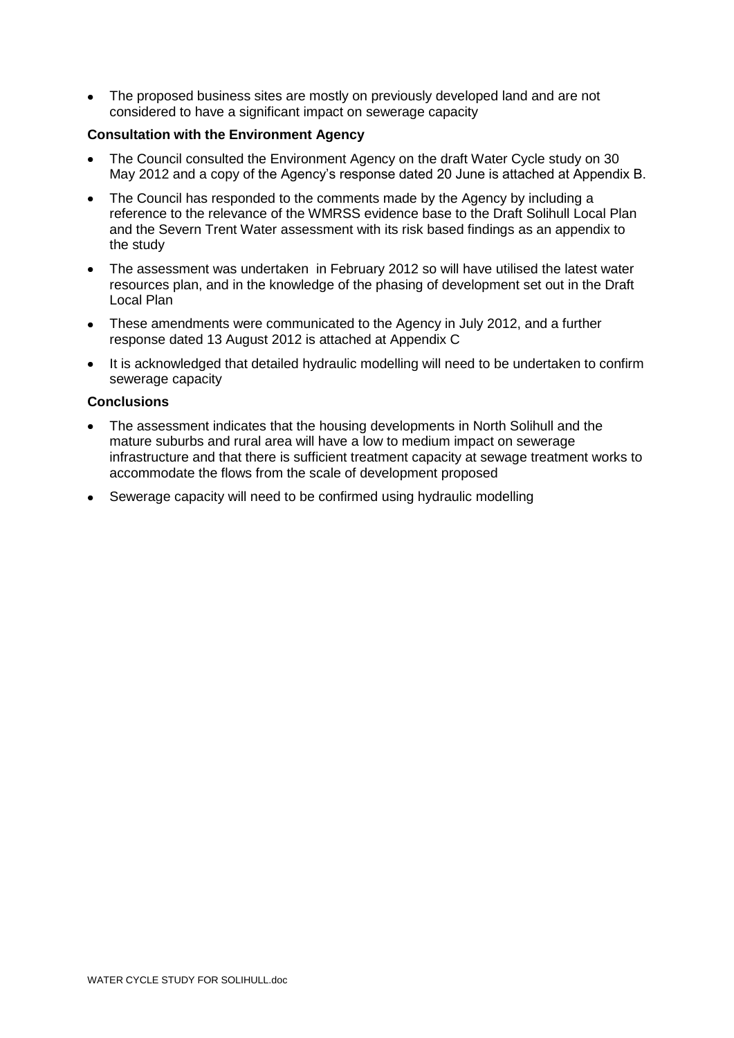- The proposed business sites are mostly on previously developed land and are not considered to have a significant impact on sewerage capacity

**Consultation with the Environment Agency**

- The Council consulted the Environment Agency on the draft Water Cycle study on 30 May 2012 and a copy of the Agency's response dated 20 June is attached at Appendix B.
- The Council has responded to the comments made by the Agency by including a reference to the relevance of the WMRSS evidence base to the Draft Solihull Local Plan and the Severn Trent Water assessment with its risk based findings as an appendix to the study
- The assessment was undertaken in February 2012 so will have utilised the latest water resources plan, and in the knowledge of the phasing of development set out in the Draft Local Plan
- These amendments were communicated to the Agency in July 2012, and a further response dated 13 August 2012 is attached at Appendix C
- It is acknowledged that detailed hydraulic modelling will need to be undertaken to confirm sewerage capacity

**Conclusions**

- The assessment indicates that the housing developments in North Solihull and the mature suburbs and rural area will have a low to medium impact on sewerage infrastructure and that there is sufficient treatment capacity at sewage treatment works to accommodate the flows from the scale of development proposed
- Sewerage capacity will need to be confirmed using hydraulic modelling